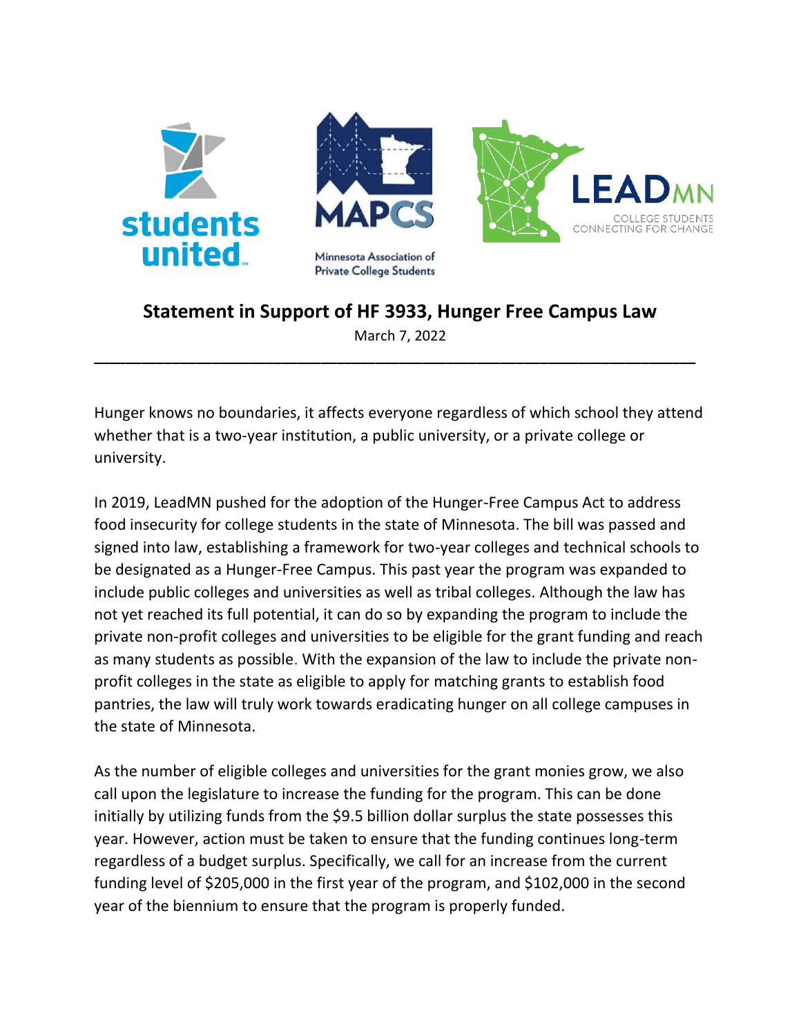students united

MAPCS
Minnesota Association of Private College Students

LEADMN
COLLEGE STUDENTS CONNECTING FOR CHANGE

# Statement in Support of HF 3933, Hunger Free Campus Law

March 7, 2022

---

Hunger knows no boundaries, it affects everyone regardless of which school they attend whether that is a two-year institution, a public university, or a private college or university.

In 2019, LeadMN pushed for the adoption of the Hunger-Free Campus Act to address food insecurity for college students in the state of Minnesota. The bill was passed and signed into law, establishing a framework for two-year colleges and technical schools to be designated as a Hunger-Free Campus. This past year the program was expanded to include public colleges and universities as well as tribal colleges. Although the law has not yet reached its full potential, it can do so by expanding the program to include the private non-profit colleges and universities to be eligible for the grant funding and reach as many students as possible. With the expansion of the law to include the private non-profit colleges in the state as eligible to apply for matching grants to establish food pantries, the law will truly work towards eradicating hunger on all college campuses in the state of Minnesota.

As the number of eligible colleges and universities for the grant monies grow, we also call upon the legislature to increase the funding for the program. This can be done initially by utilizing funds from the $9.5 billion dollar surplus the state possesses this year. However, action must be taken to ensure that the funding continues long-term regardless of a budget surplus. Specifically, we call for an increase from the current funding level of $205,000 in the first year of the program, and $102,000 in the second year of the biennium to ensure that the program is properly funded.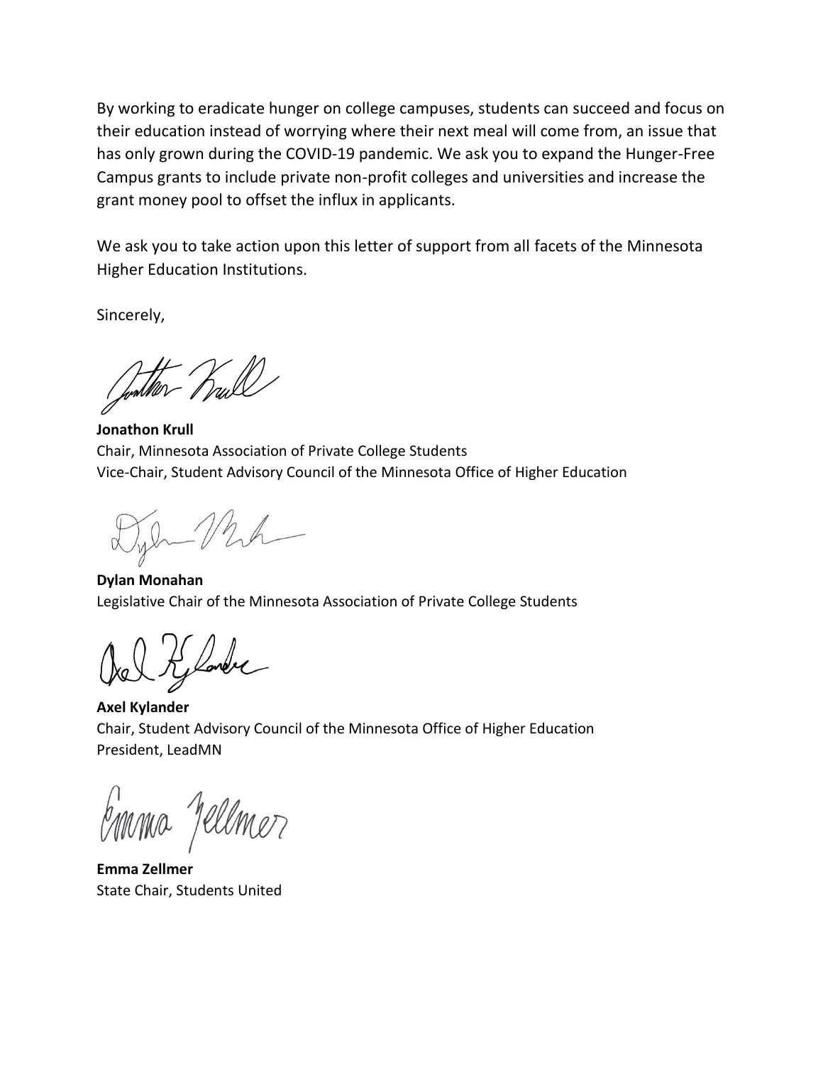By working to eradicate hunger on college campuses, students can succeed and focus on their education instead of worrying where their next meal will come from, an issue that has only grown during the COVID-19 pandemic. We ask you to expand the Hunger-Free Campus grants to include private non-profit colleges and universities and increase the grant money pool to offset the influx in applicants.

We ask you to take action upon this letter of support from all facets of the Minnesota Higher Education Institutions.

Sincerely,

**Jonathon Krull**
Chair, Minnesota Association of Private College Students
Vice-Chair, Student Advisory Council of the Minnesota Office of Higher Education

**Dylan Monahan**
Legislative Chair of the Minnesota Association of Private College Students

**Axel Kylander**
Chair, Student Advisory Council of the Minnesota Office of Higher Education
President, LeadMN

**Emma Zellmer**
State Chair, Students United